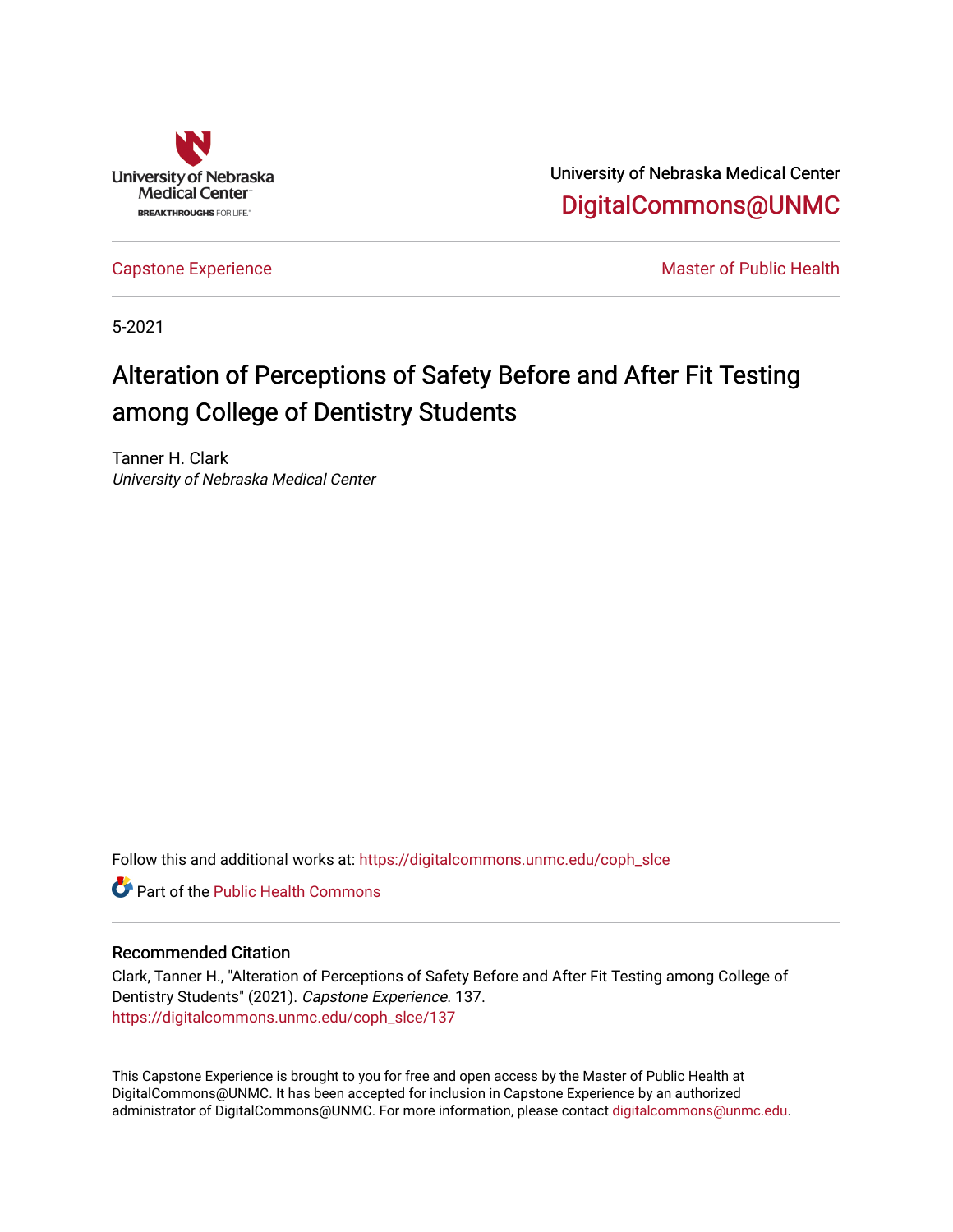University of Nebraska Medical Center

DigitalCommons@UNMC

Capstone Experience

Master of Public Health

5-2021

# Alteration of Perceptions of Safety Before and After Fit Testing among College of Dentistry Students

Tanner H. Clark
*University of Nebraska Medical Center*

Follow this and additional works at: https://digitalcommons.unmc.edu/coph_slce

Part of the Public Health Commons

## Recommended Citation

Clark, Tanner H., "Alteration of Perceptions of Safety Before and After Fit Testing among College of Dentistry Students" (2021). *Capstone Experience*. 137.
https://digitalcommons.unmc.edu/coph_slce/137

This Capstone Experience is brought to you for free and open access by the Master of Public Health at DigitalCommons@UNMC. It has been accepted for inclusion in Capstone Experience by an authorized administrator of DigitalCommons@UNMC. For more information, please contact digitalcommons@unmc.edu.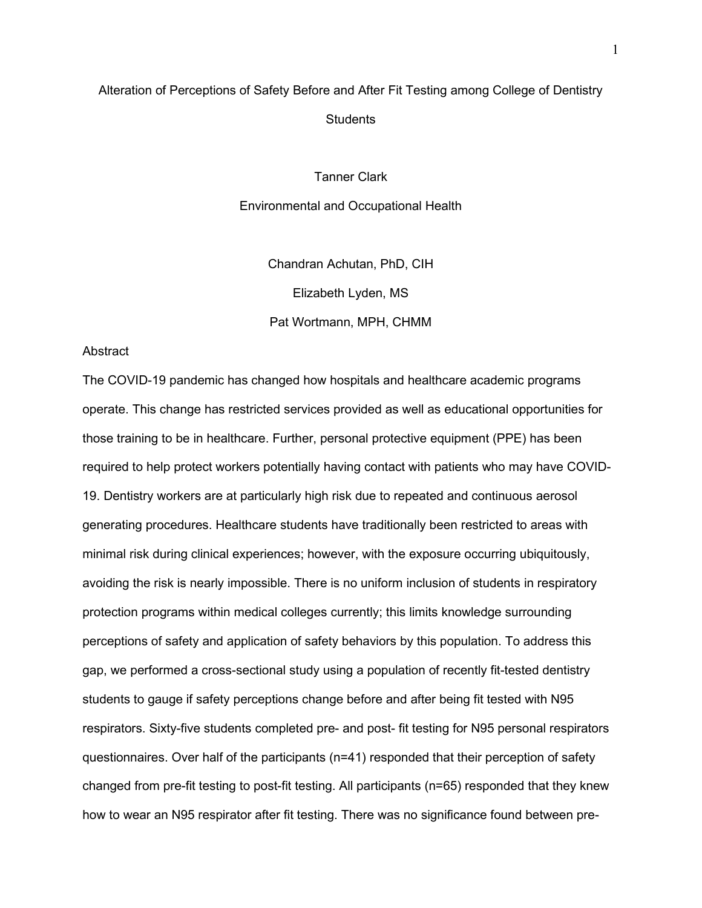# Alteration of Perceptions of Safety Before and After Fit Testing among College of Dentistry Students

Tanner Clark

Environmental and Occupational Health

Chandran Achutan, PhD, CIH

Elizabeth Lyden, MS

Pat Wortmann, MPH, CHMM

## Abstract

The COVID-19 pandemic has changed how hospitals and healthcare academic programs operate. This change has restricted services provided as well as educational opportunities for those training to be in healthcare. Further, personal protective equipment (PPE) has been required to help protect workers potentially having contact with patients who may have COVID-19. Dentistry workers are at particularly high risk due to repeated and continuous aerosol generating procedures. Healthcare students have traditionally been restricted to areas with minimal risk during clinical experiences; however, with the exposure occurring ubiquitously, avoiding the risk is nearly impossible. There is no uniform inclusion of students in respiratory protection programs within medical colleges currently; this limits knowledge surrounding perceptions of safety and application of safety behaviors by this population. To address this gap, we performed a cross-sectional study using a population of recently fit-tested dentistry students to gauge if safety perceptions change before and after being fit tested with N95 respirators. Sixty-five students completed pre- and post- fit testing for N95 personal respirators questionnaires. Over half of the participants (n=41) responded that their perception of safety changed from pre-fit testing to post-fit testing. All participants (n=65) responded that they knew how to wear an N95 respirator after fit testing. There was no significance found between pre-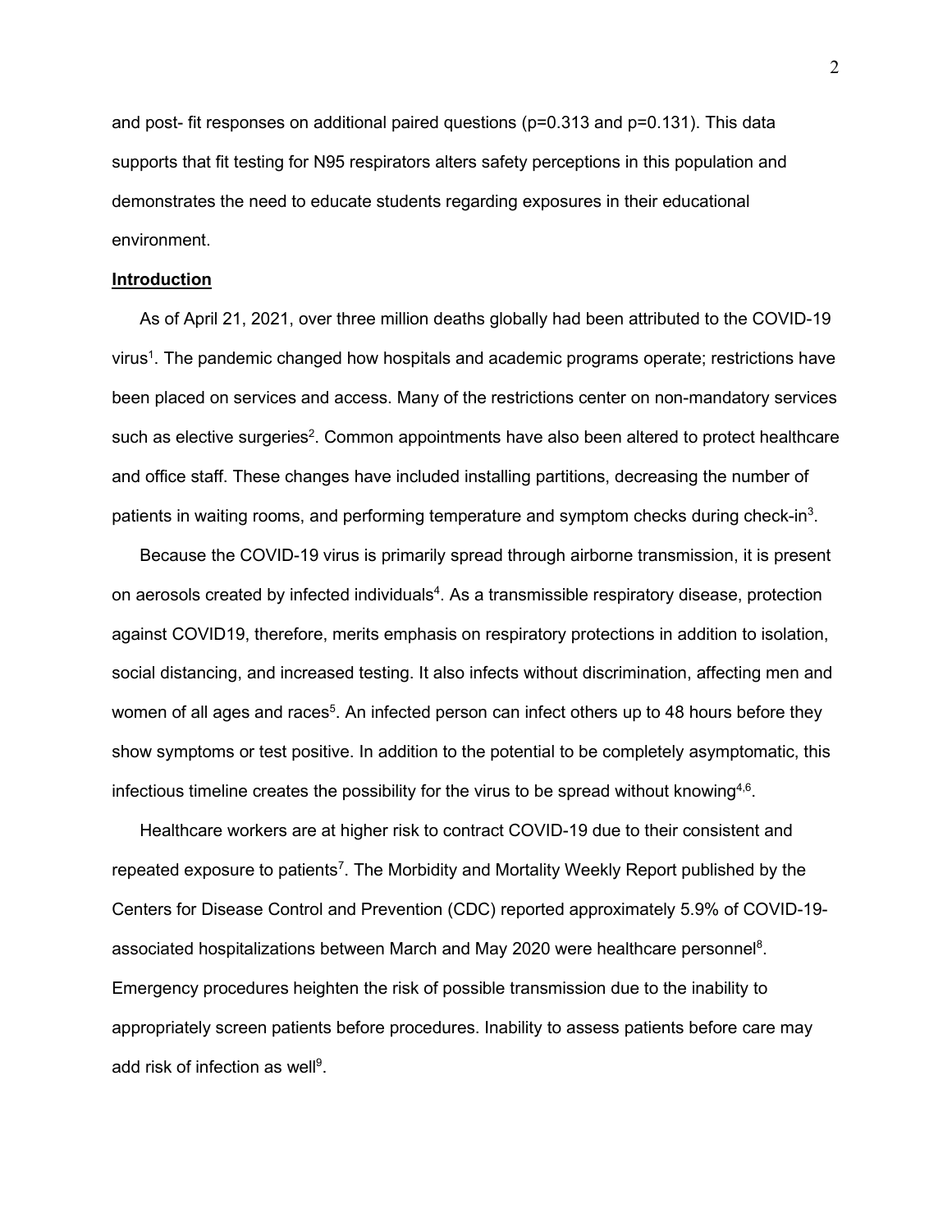and post- fit responses on additional paired questions (p=0.313 and p=0.131). This data supports that fit testing for N95 respirators alters safety perceptions in this population and demonstrates the need to educate students regarding exposures in their educational environment.

## Introduction

As of April 21, 2021, over three million deaths globally had been attributed to the COVID-19 virus[1]. The pandemic changed how hospitals and academic programs operate; restrictions have been placed on services and access. Many of the restrictions center on non-mandatory services such as elective surgeries[2]. Common appointments have also been altered to protect healthcare and office staff. These changes have included installing partitions, decreasing the number of patients in waiting rooms, and performing temperature and symptom checks during check-in[3].

Because the COVID-19 virus is primarily spread through airborne transmission, it is present on aerosols created by infected individuals[4]. As a transmissible respiratory disease, protection against COVID19, therefore, merits emphasis on respiratory protections in addition to isolation, social distancing, and increased testing. It also infects without discrimination, affecting men and women of all ages and races[5]. An infected person can infect others up to 48 hours before they show symptoms or test positive. In addition to the potential to be completely asymptomatic, this infectious timeline creates the possibility for the virus to be spread without knowing[4,6].

Healthcare workers are at higher risk to contract COVID-19 due to their consistent and repeated exposure to patients[7]. The Morbidity and Mortality Weekly Report published by the Centers for Disease Control and Prevention (CDC) reported approximately 5.9% of COVID-19-associated hospitalizations between March and May 2020 were healthcare personnel[8]. Emergency procedures heighten the risk of possible transmission due to the inability to appropriately screen patients before procedures. Inability to assess patients before care may add risk of infection as well[9].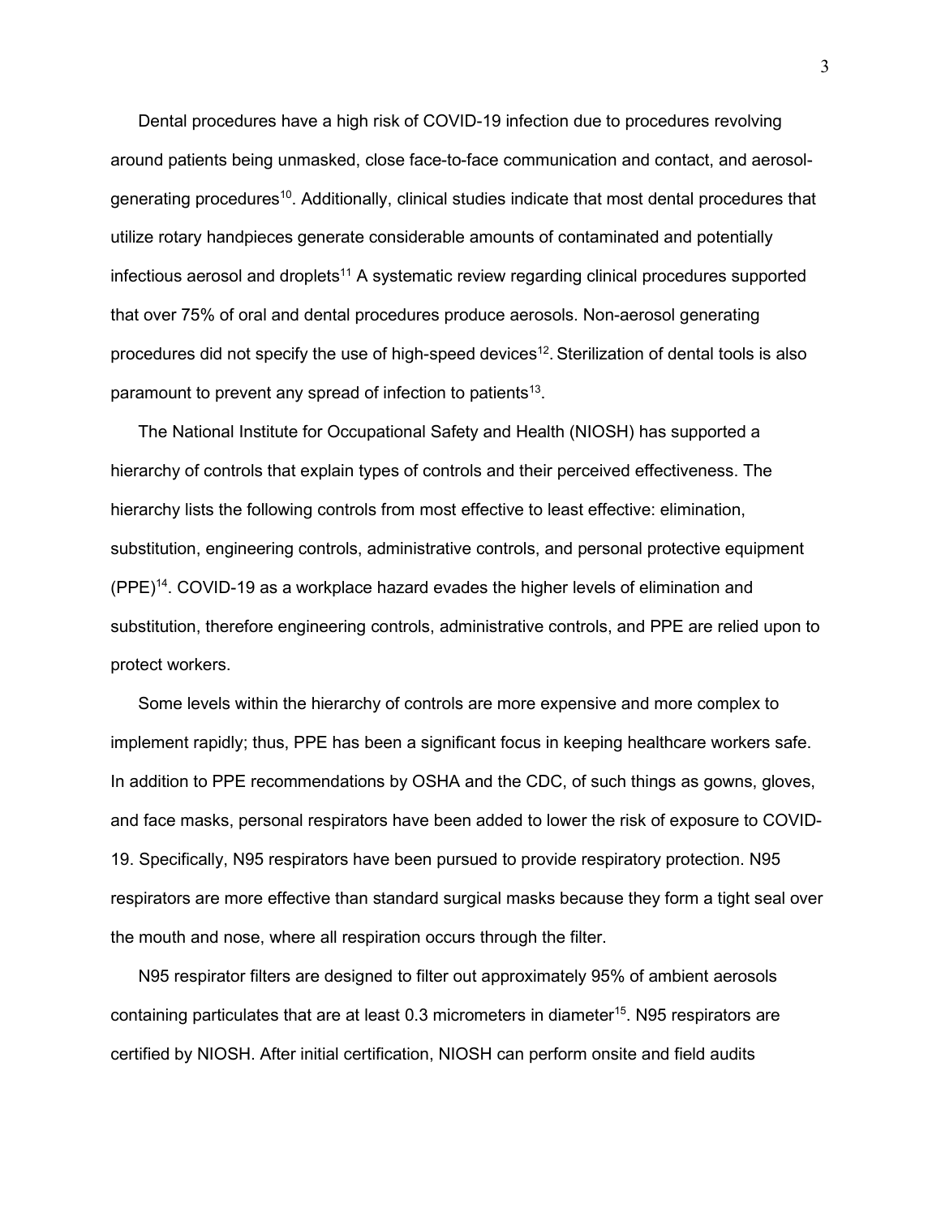Dental procedures have a high risk of COVID-19 infection due to procedures revolving around patients being unmasked, close face-to-face communication and contact, and aerosol-generating procedures[10]. Additionally, clinical studies indicate that most dental procedures that utilize rotary handpieces generate considerable amounts of contaminated and potentially infectious aerosol and droplets[11] A systematic review regarding clinical procedures supported that over 75% of oral and dental procedures produce aerosols. Non-aerosol generating procedures did not specify the use of high-speed devices[12]. Sterilization of dental tools is also paramount to prevent any spread of infection to patients[13].

The National Institute for Occupational Safety and Health (NIOSH) has supported a hierarchy of controls that explain types of controls and their perceived effectiveness. The hierarchy lists the following controls from most effective to least effective: elimination, substitution, engineering controls, administrative controls, and personal protective equipment (PPE)[14]. COVID-19 as a workplace hazard evades the higher levels of elimination and substitution, therefore engineering controls, administrative controls, and PPE are relied upon to protect workers.

Some levels within the hierarchy of controls are more expensive and more complex to implement rapidly; thus, PPE has been a significant focus in keeping healthcare workers safe. In addition to PPE recommendations by OSHA and the CDC, of such things as gowns, gloves, and face masks, personal respirators have been added to lower the risk of exposure to COVID-19. Specifically, N95 respirators have been pursued to provide respiratory protection. N95 respirators are more effective than standard surgical masks because they form a tight seal over the mouth and nose, where all respiration occurs through the filter.

N95 respirator filters are designed to filter out approximately 95% of ambient aerosols containing particulates that are at least 0.3 micrometers in diameter[15]. N95 respirators are certified by NIOSH. After initial certification, NIOSH can perform onsite and field audits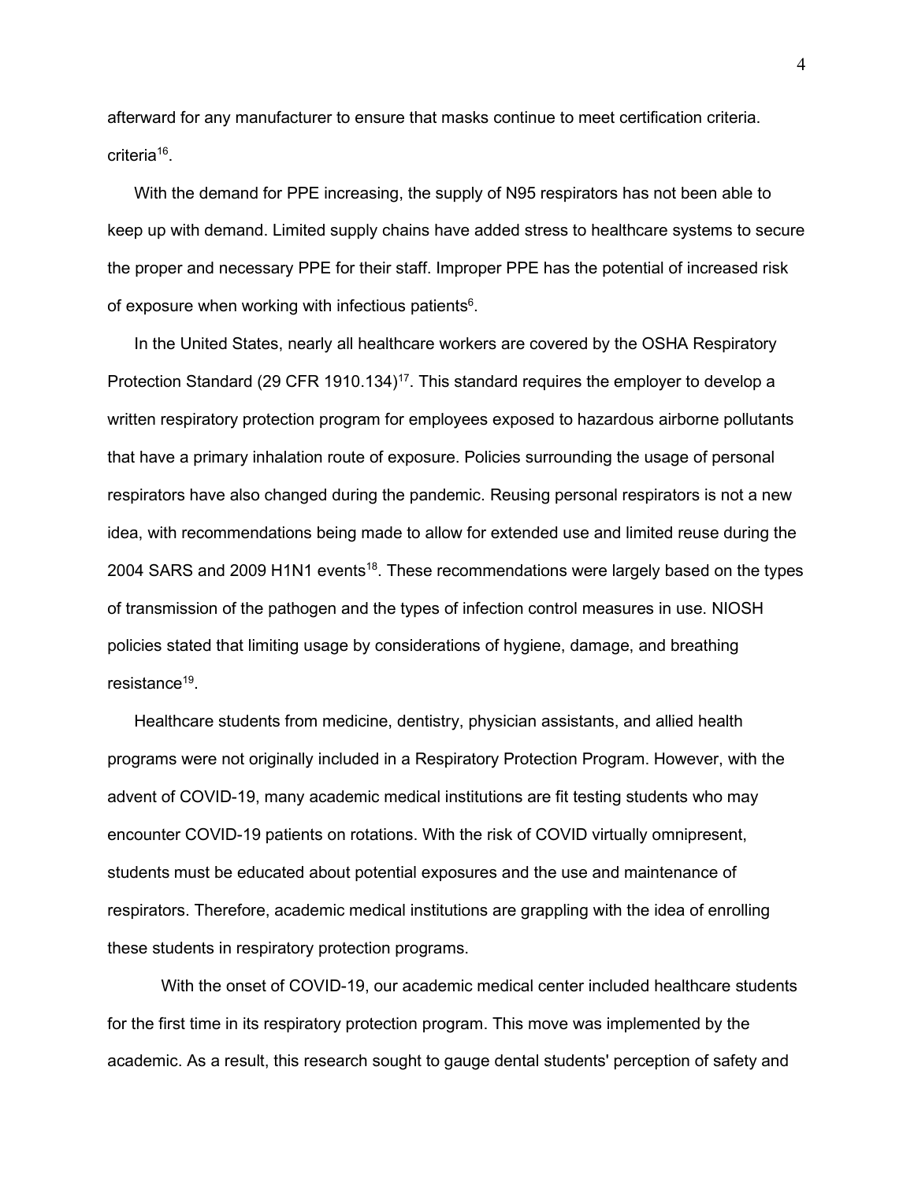afterward for any manufacturer to ensure that masks continue to meet certification criteria. criteria[16].

With the demand for PPE increasing, the supply of N95 respirators has not been able to keep up with demand. Limited supply chains have added stress to healthcare systems to secure the proper and necessary PPE for their staff. Improper PPE has the potential of increased risk of exposure when working with infectious patients[6].

In the United States, nearly all healthcare workers are covered by the OSHA Respiratory Protection Standard (29 CFR 1910.134)[17]. This standard requires the employer to develop a written respiratory protection program for employees exposed to hazardous airborne pollutants that have a primary inhalation route of exposure. Policies surrounding the usage of personal respirators have also changed during the pandemic. Reusing personal respirators is not a new idea, with recommendations being made to allow for extended use and limited reuse during the 2004 SARS and 2009 H1N1 events[18]. These recommendations were largely based on the types of transmission of the pathogen and the types of infection control measures in use. NIOSH policies stated that limiting usage by considerations of hygiene, damage, and breathing resistance[19].

Healthcare students from medicine, dentistry, physician assistants, and allied health programs were not originally included in a Respiratory Protection Program. However, with the advent of COVID-19, many academic medical institutions are fit testing students who may encounter COVID-19 patients on rotations. With the risk of COVID virtually omnipresent, students must be educated about potential exposures and the use and maintenance of respirators. Therefore, academic medical institutions are grappling with the idea of enrolling these students in respiratory protection programs.

With the onset of COVID-19, our academic medical center included healthcare students for the first time in its respiratory protection program. This move was implemented by the academic. As a result, this research sought to gauge dental students' perception of safety and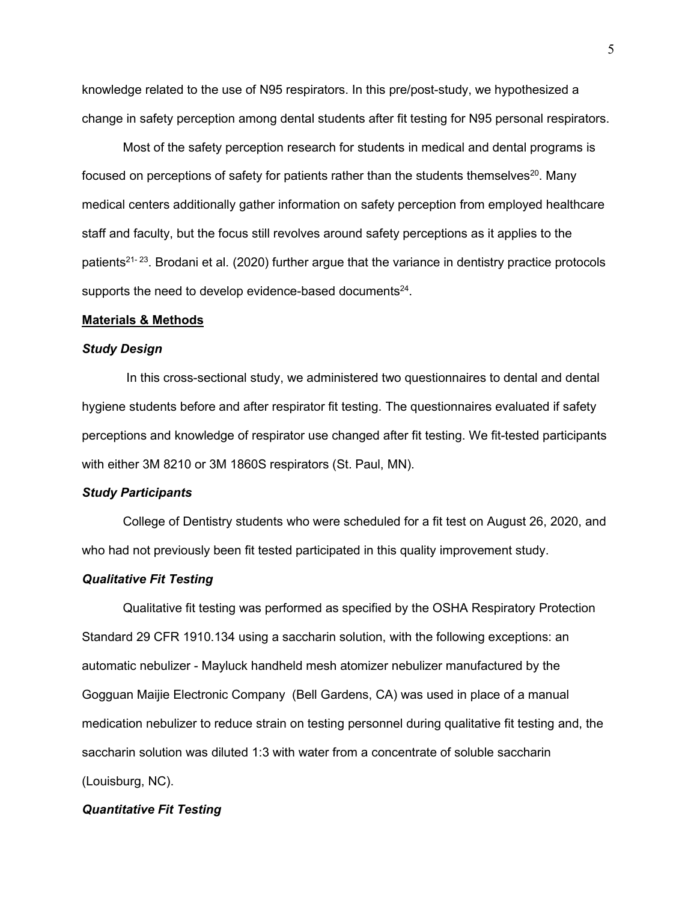knowledge related to the use of N95 respirators. In this pre/post-study, we hypothesized a change in safety perception among dental students after fit testing for N95 personal respirators.

Most of the safety perception research for students in medical and dental programs is focused on perceptions of safety for patients rather than the students themselves[20]. Many medical centers additionally gather information on safety perception from employed healthcare staff and faculty, but the focus still revolves around safety perceptions as it applies to the patients[21-23]. Brodani et al. (2020) further argue that the variance in dentistry practice protocols supports the need to develop evidence-based documents[24].

## Materials & Methods

### *Study Design*

In this cross-sectional study, we administered two questionnaires to dental and dental hygiene students before and after respirator fit testing. The questionnaires evaluated if safety perceptions and knowledge of respirator use changed after fit testing. We fit-tested participants with either 3M 8210 or 3M 1860S respirators (St. Paul, MN).

### *Study Participants*

College of Dentistry students who were scheduled for a fit test on August 26, 2020, and who had not previously been fit tested participated in this quality improvement study.

### *Qualitative Fit Testing*

Qualitative fit testing was performed as specified by the OSHA Respiratory Protection Standard 29 CFR 1910.134 using a saccharin solution, with the following exceptions: an automatic nebulizer - Mayluck handheld mesh atomizer nebulizer manufactured by the Gogguan Maijie Electronic Company (Bell Gardens, CA) was used in place of a manual medication nebulizer to reduce strain on testing personnel during qualitative fit testing and, the saccharin solution was diluted 1:3 with water from a concentrate of soluble saccharin (Louisburg, NC).

### *Quantitative Fit Testing*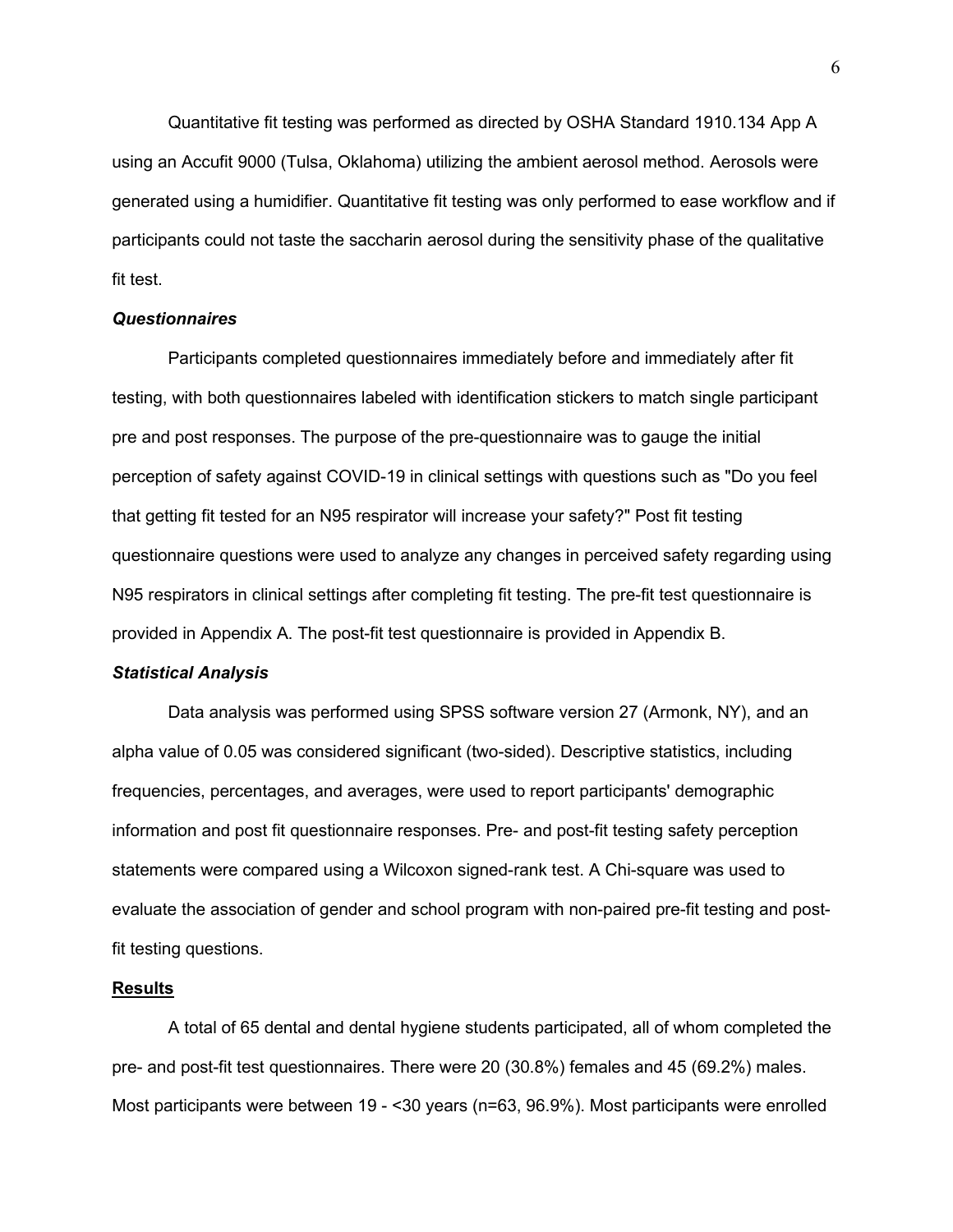Quantitative fit testing was performed as directed by OSHA Standard 1910.134 App A using an Accufit 9000 (Tulsa, Oklahoma) utilizing the ambient aerosol method. Aerosols were generated using a humidifier. Quantitative fit testing was only performed to ease workflow and if participants could not taste the saccharin aerosol during the sensitivity phase of the qualitative fit test.

### *Questionnaires*

Participants completed questionnaires immediately before and immediately after fit testing, with both questionnaires labeled with identification stickers to match single participant pre and post responses. The purpose of the pre-questionnaire was to gauge the initial perception of safety against COVID-19 in clinical settings with questions such as "Do you feel that getting fit tested for an N95 respirator will increase your safety?" Post fit testing questionnaire questions were used to analyze any changes in perceived safety regarding using N95 respirators in clinical settings after completing fit testing. The pre-fit test questionnaire is provided in Appendix A. The post-fit test questionnaire is provided in Appendix B.

### *Statistical Analysis*

Data analysis was performed using SPSS software version 27 (Armonk, NY), and an alpha value of 0.05 was considered significant (two-sided). Descriptive statistics, including frequencies, percentages, and averages, were used to report participants' demographic information and post fit questionnaire responses. Pre- and post-fit testing safety perception statements were compared using a Wilcoxon signed-rank test. A Chi-square was used to evaluate the association of gender and school program with non-paired pre-fit testing and post-fit testing questions.

## Results

A total of 65 dental and dental hygiene students participated, all of whom completed the pre- and post-fit test questionnaires. There were 20 (30.8%) females and 45 (69.2%) males. Most participants were between 19 - <30 years (n=63, 96.9%). Most participants were enrolled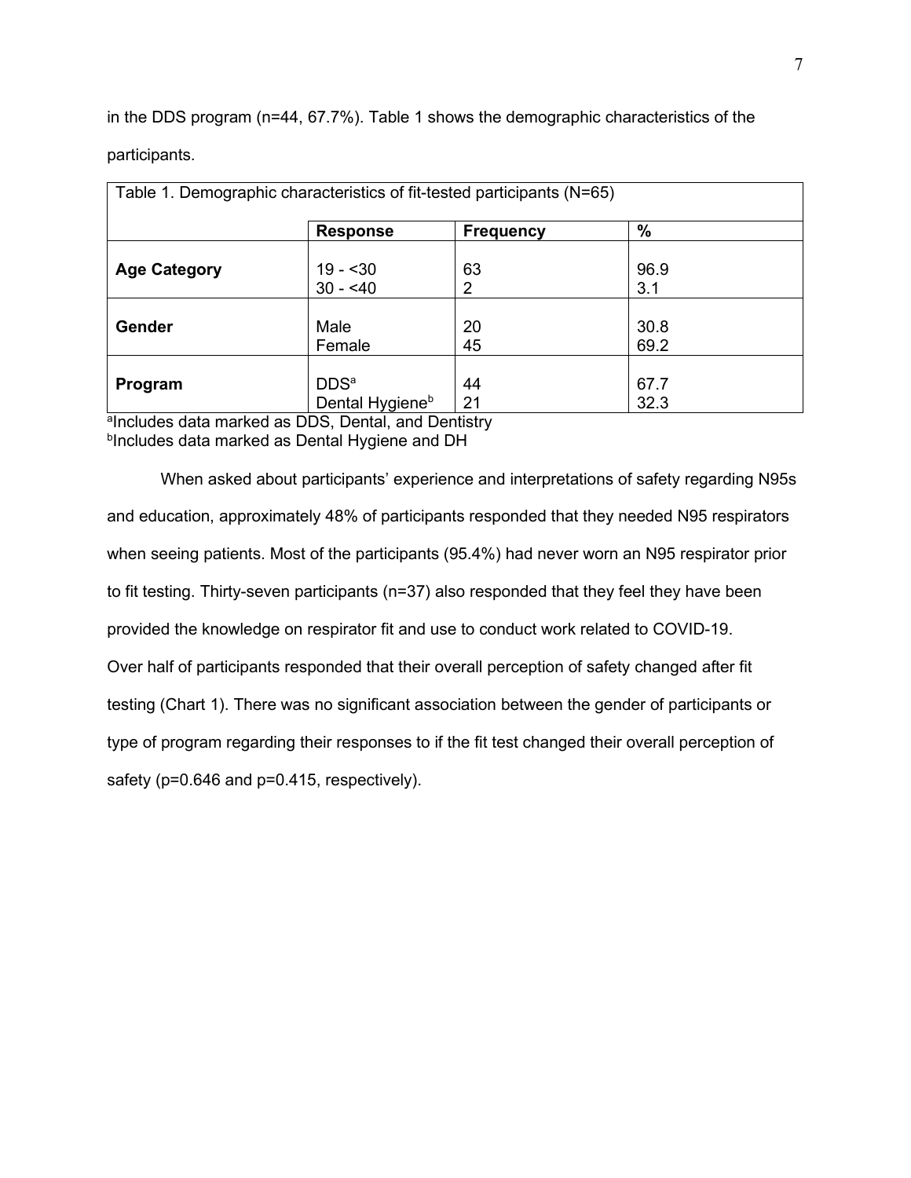in the DDS program (n=44, 67.7%). Table 1 shows the demographic characteristics of the participants.

Table 1. Demographic characteristics of fit-tested participants (N=65)

| | Response | Frequency | % |
|---|---|---|---|
| **Age Category** | 19 - <30 | 63 | 96.9 |
| | 30 - <40 | 2 | 3.1 |
| **Gender** | Male | 20 | 30.8 |
| | Female | 45 | 69.2 |
| **Program** | DDS[a] | 44 | 67.7 |
| | Dental Hygiene[b] | 21 | 32.3 |

[a]Includes data marked as DDS, Dental, and Dentistry
[b]Includes data marked as Dental Hygiene and DH

When asked about participants' experience and interpretations of safety regarding N95s and education, approximately 48% of participants responded that they needed N95 respirators when seeing patients. Most of the participants (95.4%) had never worn an N95 respirator prior to fit testing. Thirty-seven participants (n=37) also responded that they feel they have been provided the knowledge on respirator fit and use to conduct work related to COVID-19. Over half of participants responded that their overall perception of safety changed after fit testing (Chart 1). There was no significant association between the gender of participants or type of program regarding their responses to if the fit test changed their overall perception of safety ($p=0.646$ and $p=0.415$, respectively).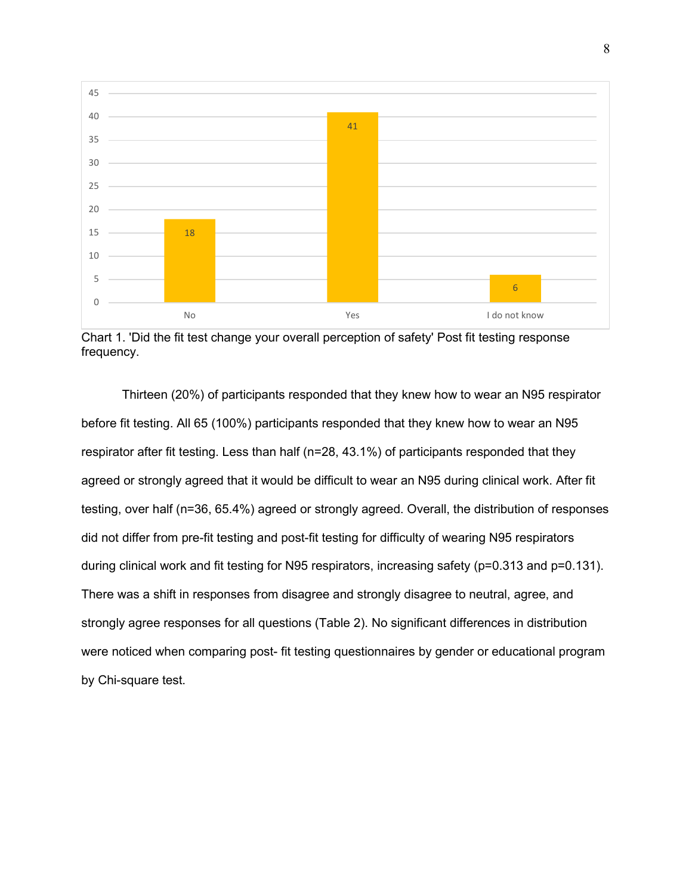Chart 1. 'Did the fit test change your overall perception of safety' Post fit testing response frequency.

Thirteen (20%) of participants responded that they knew how to wear an N95 respirator before fit testing. All 65 (100%) participants responded that they knew how to wear an N95 respirator after fit testing. Less than half (n=28, 43.1%) of participants responded that they agreed or strongly agreed that it would be difficult to wear an N95 during clinical work. After fit testing, over half (n=36, 65.4%) agreed or strongly agreed. Overall, the distribution of responses did not differ from pre-fit testing and post-fit testing for difficulty of wearing N95 respirators during clinical work and fit testing for N95 respirators, increasing safety (p=0.313 and p=0.131). There was a shift in responses from disagree and strongly disagree to neutral, agree, and strongly agree responses for all questions (Table 2). No significant differences in distribution were noticed when comparing post- fit testing questionnaires by gender or educational program by Chi-square test.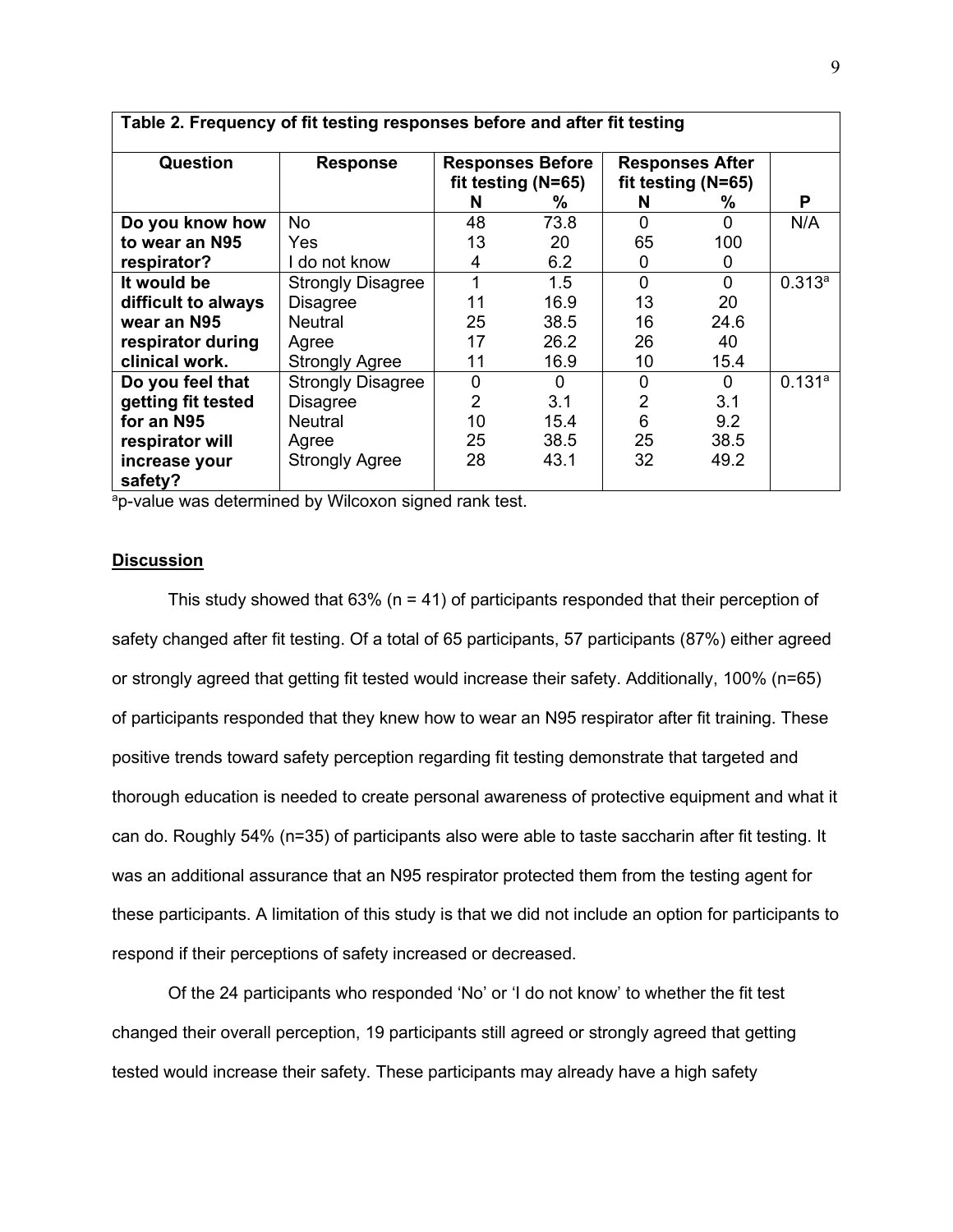**Table 2. Frequency of fit testing responses before and after fit testing**

| Question | Response | Responses Before fit testing (N=65) | | Responses After fit testing (N=65) | | |
|---|---|---|---|---|---|---|
| | | N | % | N | % | P |
| **Do you know how to wear an N95 respirator?** | No | 48 | 73.8 | 0 | 0 | N/A |
| | Yes | 13 | 20 | 65 | 100 | |
| | I do not know | 4 | 6.2 | 0 | 0 | |
| **It would be difficult to always wear an N95 respirator during clinical work.** | Strongly Disagree | 1 | 1.5 | 0 | 0 | 0.313[a] |
| | Disagree | 11 | 16.9 | 13 | 20 | |
| | Neutral | 25 | 38.5 | 16 | 24.6 | |
| | Agree | 17 | 26.2 | 26 | 40 | |
| | Strongly Agree | 11 | 16.9 | 10 | 15.4 | |
| **Do you feel that getting fit tested for an N95 respirator will increase your safety?** | Strongly Disagree | 0 | 0 | 0 | 0 | 0.131[a] |
| | Disagree | 2 | 3.1 | 2 | 3.1 | |
| | Neutral | 10 | 15.4 | 6 | 9.2 | |
| | Agree | 25 | 38.5 | 25 | 38.5 | |
| | Strongly Agree | 28 | 43.1 | 32 | 49.2 | |

[a]p-value was determined by Wilcoxon signed rank test.

## Discussion

This study showed that 63% (n = 41) of participants responded that their perception of safety changed after fit testing. Of a total of 65 participants, 57 participants (87%) either agreed or strongly agreed that getting fit tested would increase their safety. Additionally, 100% (n=65) of participants responded that they knew how to wear an N95 respirator after fit training. These positive trends toward safety perception regarding fit testing demonstrate that targeted and thorough education is needed to create personal awareness of protective equipment and what it can do. Roughly 54% (n=35) of participants also were able to taste saccharin after fit testing. It was an additional assurance that an N95 respirator protected them from the testing agent for these participants. A limitation of this study is that we did not include an option for participants to respond if their perceptions of safety increased or decreased.

Of the 24 participants who responded 'No' or 'I do not know' to whether the fit test changed their overall perception, 19 participants still agreed or strongly agreed that getting tested would increase their safety. These participants may already have a high safety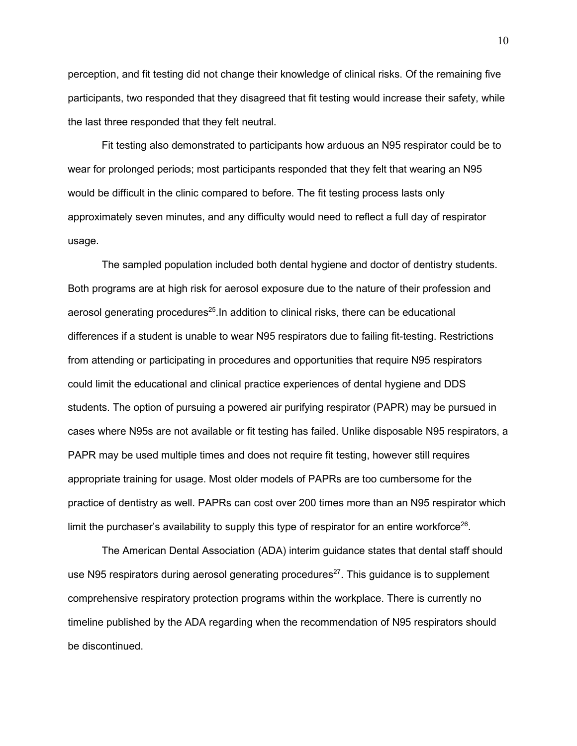perception, and fit testing did not change their knowledge of clinical risks. Of the remaining five participants, two responded that they disagreed that fit testing would increase their safety, while the last three responded that they felt neutral.

Fit testing also demonstrated to participants how arduous an N95 respirator could be to wear for prolonged periods; most participants responded that they felt that wearing an N95 would be difficult in the clinic compared to before. The fit testing process lasts only approximately seven minutes, and any difficulty would need to reflect a full day of respirator usage.

The sampled population included both dental hygiene and doctor of dentistry students. Both programs are at high risk for aerosol exposure due to the nature of their profession and aerosol generating procedures[25].In addition to clinical risks, there can be educational differences if a student is unable to wear N95 respirators due to failing fit-testing. Restrictions from attending or participating in procedures and opportunities that require N95 respirators could limit the educational and clinical practice experiences of dental hygiene and DDS students. The option of pursuing a powered air purifying respirator (PAPR) may be pursued in cases where N95s are not available or fit testing has failed. Unlike disposable N95 respirators, a PAPR may be used multiple times and does not require fit testing, however still requires appropriate training for usage. Most older models of PAPRs are too cumbersome for the practice of dentistry as well. PAPRs can cost over 200 times more than an N95 respirator which limit the purchaser's availability to supply this type of respirator for an entire workforce[26].

The American Dental Association (ADA) interim guidance states that dental staff should use N95 respirators during aerosol generating procedures[27]. This guidance is to supplement comprehensive respiratory protection programs within the workplace. There is currently no timeline published by the ADA regarding when the recommendation of N95 respirators should be discontinued.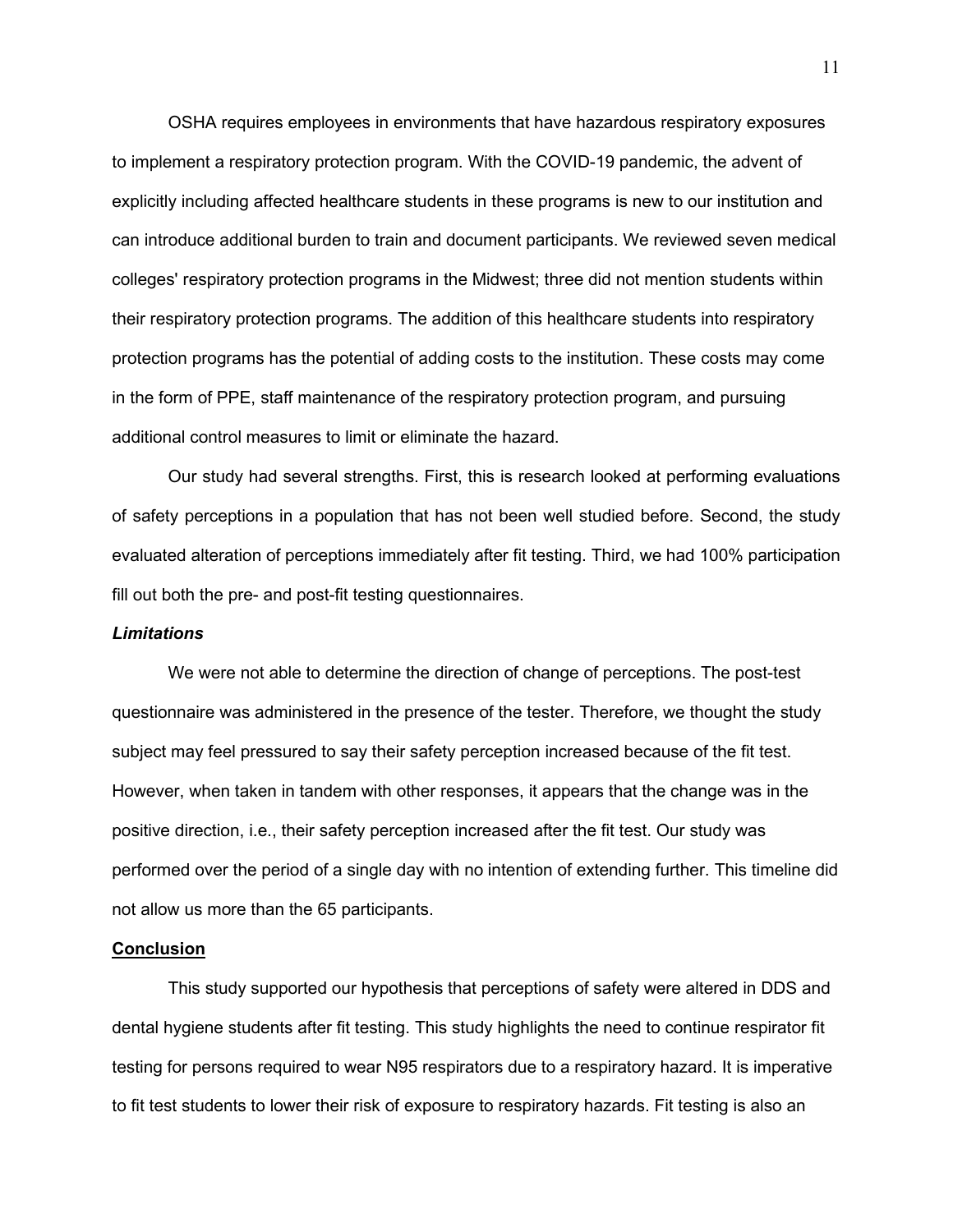OSHA requires employees in environments that have hazardous respiratory exposures to implement a respiratory protection program. With the COVID-19 pandemic, the advent of explicitly including affected healthcare students in these programs is new to our institution and can introduce additional burden to train and document participants. We reviewed seven medical colleges' respiratory protection programs in the Midwest; three did not mention students within their respiratory protection programs. The addition of this healthcare students into respiratory protection programs has the potential of adding costs to the institution. These costs may come in the form of PPE, staff maintenance of the respiratory protection program, and pursuing additional control measures to limit or eliminate the hazard.

Our study had several strengths. First, this is research looked at performing evaluations of safety perceptions in a population that has not been well studied before. Second, the study evaluated alteration of perceptions immediately after fit testing. Third, we had 100% participation fill out both the pre- and post-fit testing questionnaires.

### *Limitations*

We were not able to determine the direction of change of perceptions. The post-test questionnaire was administered in the presence of the tester. Therefore, we thought the study subject may feel pressured to say their safety perception increased because of the fit test. However, when taken in tandem with other responses, it appears that the change was in the positive direction, i.e., their safety perception increased after the fit test. Our study was performed over the period of a single day with no intention of extending further. This timeline did not allow us more than the 65 participants.

## Conclusion

This study supported our hypothesis that perceptions of safety were altered in DDS and dental hygiene students after fit testing. This study highlights the need to continue respirator fit testing for persons required to wear N95 respirators due to a respiratory hazard. It is imperative to fit test students to lower their risk of exposure to respiratory hazards. Fit testing is also an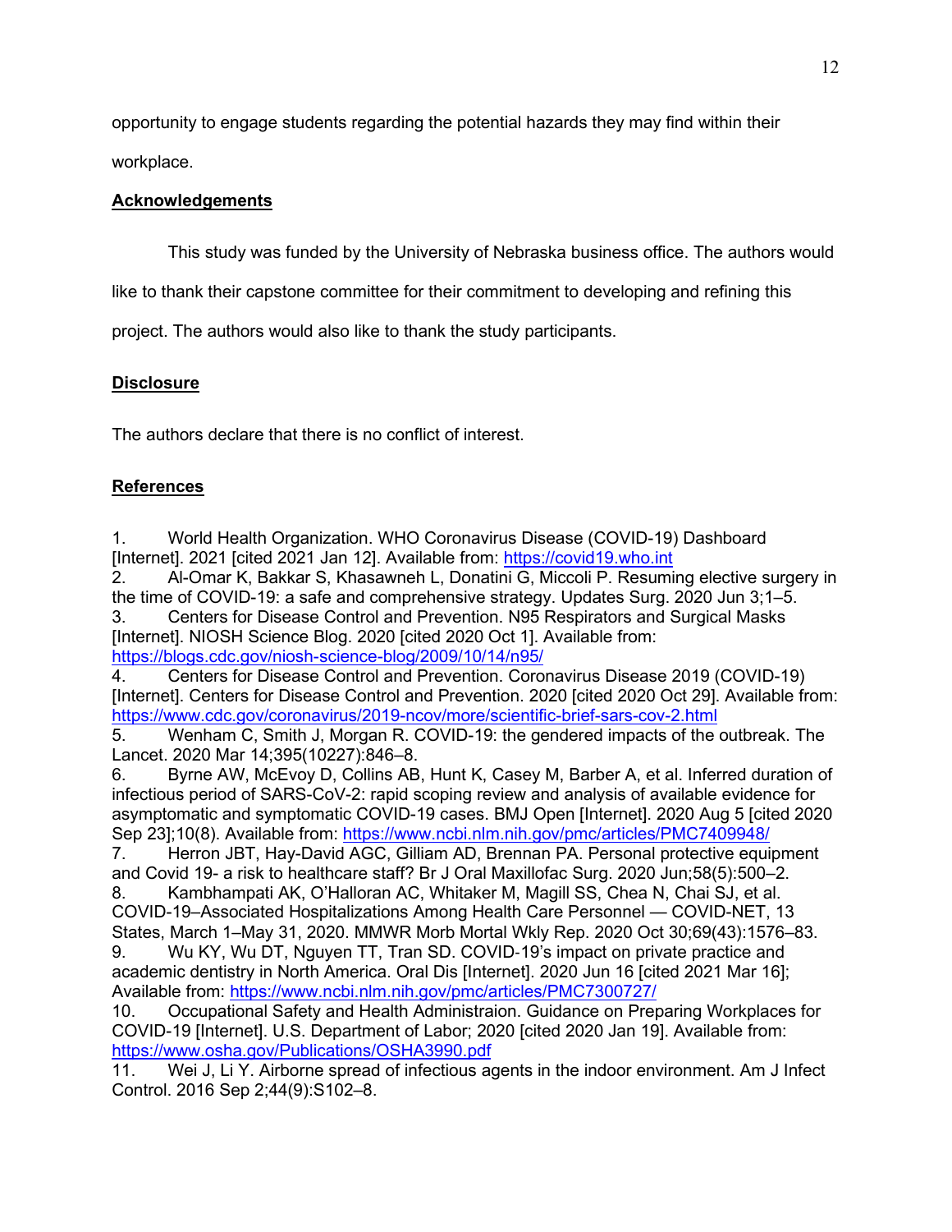opportunity to engage students regarding the potential hazards they may find within their workplace.

## Acknowledgements

This study was funded by the University of Nebraska business office. The authors would like to thank their capstone committee for their commitment to developing and refining this project. The authors would also like to thank the study participants.

## Disclosure

The authors declare that there is no conflict of interest.

## References

1. World Health Organization. WHO Coronavirus Disease (COVID-19) Dashboard [Internet]. 2021 [cited 2021 Jan 12]. Available from: https://covid19.who.int
2. Al-Omar K, Bakkar S, Khasawneh L, Donatini G, Miccoli P. Resuming elective surgery in the time of COVID-19: a safe and comprehensive strategy. Updates Surg. 2020 Jun 3;1–5.
3. Centers for Disease Control and Prevention. N95 Respirators and Surgical Masks [Internet]. NIOSH Science Blog. 2020 [cited 2020 Oct 1]. Available from: https://blogs.cdc.gov/niosh-science-blog/2009/10/14/n95/
4. Centers for Disease Control and Prevention. Coronavirus Disease 2019 (COVID-19) [Internet]. Centers for Disease Control and Prevention. 2020 [cited 2020 Oct 29]. Available from: https://www.cdc.gov/coronavirus/2019-ncov/more/scientific-brief-sars-cov-2.html
5. Wenham C, Smith J, Morgan R. COVID-19: the gendered impacts of the outbreak. The Lancet. 2020 Mar 14;395(10227):846–8.
6. Byrne AW, McEvoy D, Collins AB, Hunt K, Casey M, Barber A, et al. Inferred duration of infectious period of SARS-CoV-2: rapid scoping review and analysis of available evidence for asymptomatic and symptomatic COVID-19 cases. BMJ Open [Internet]. 2020 Aug 5 [cited 2020 Sep 23];10(8). Available from: https://www.ncbi.nlm.nih.gov/pmc/articles/PMC7409948/
7. Herron JBT, Hay-David AGC, Gilliam AD, Brennan PA. Personal protective equipment and Covid 19- a risk to healthcare staff? Br J Oral Maxillofac Surg. 2020 Jun;58(5):500–2.
8. Kambhampati AK, O'Halloran AC, Whitaker M, Magill SS, Chea N, Chai SJ, et al. COVID-19–Associated Hospitalizations Among Health Care Personnel — COVID-NET, 13 States, March 1–May 31, 2020. MMWR Morb Mortal Wkly Rep. 2020 Oct 30;69(43):1576–83.
9. Wu KY, Wu DT, Nguyen TT, Tran SD. COVID‐19's impact on private practice and academic dentistry in North America. Oral Dis [Internet]. 2020 Jun 16 [cited 2021 Mar 16]; Available from: https://www.ncbi.nlm.nih.gov/pmc/articles/PMC7300727/
10. Occupational Safety and Health Administraion. Guidance on Preparing Workplaces for COVID-19 [Internet]. U.S. Department of Labor; 2020 [cited 2020 Jan 19]. Available from: https://www.osha.gov/Publications/OSHA3990.pdf
11. Wei J, Li Y. Airborne spread of infectious agents in the indoor environment. Am J Infect Control. 2016 Sep 2;44(9):S102–8.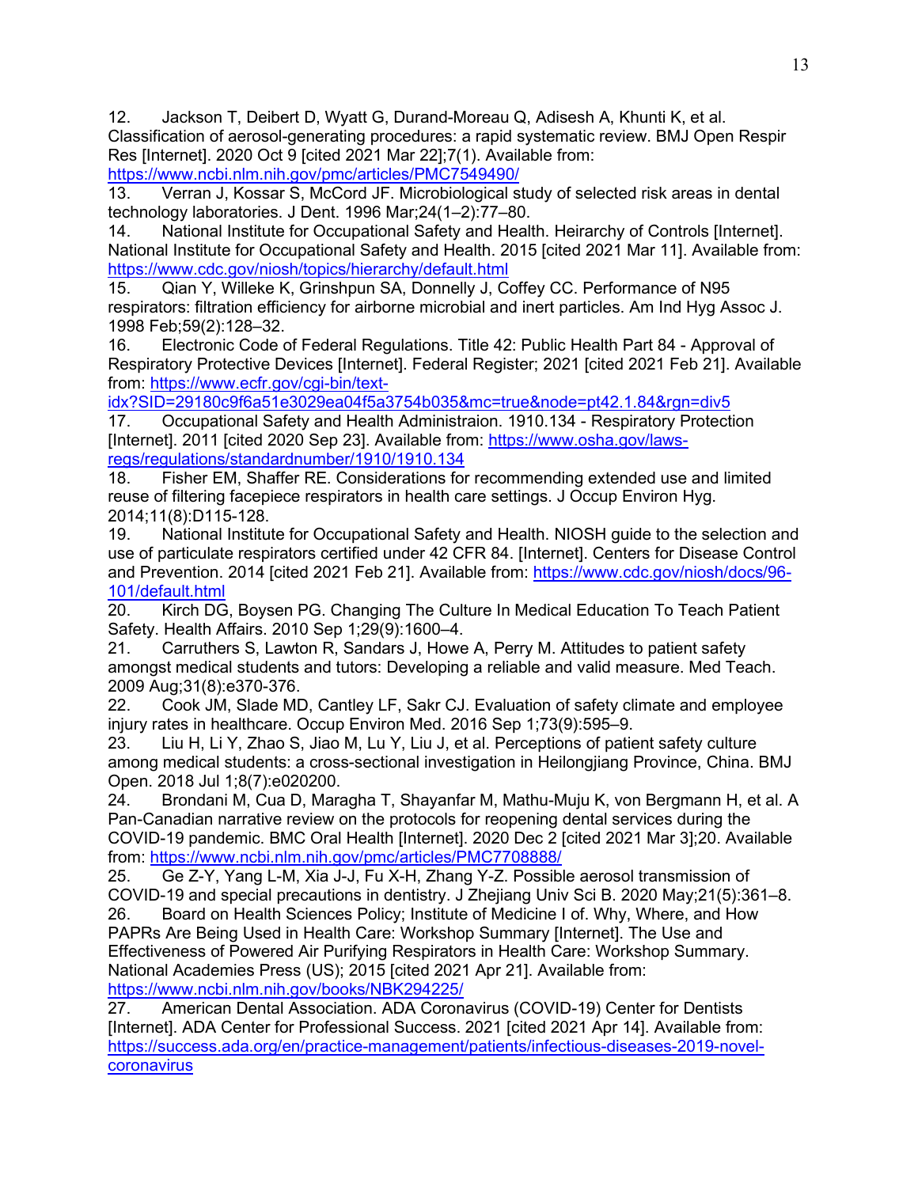12. Jackson T, Deibert D, Wyatt G, Durand-Moreau Q, Adisesh A, Khunti K, et al. Classification of aerosol-generating procedures: a rapid systematic review. BMJ Open Respir Res [Internet]. 2020 Oct 9 [cited 2021 Mar 22];7(1). Available from: https://www.ncbi.nlm.nih.gov/pmc/articles/PMC7549490/
13. Verran J, Kossar S, McCord JF. Microbiological study of selected risk areas in dental technology laboratories. J Dent. 1996 Mar;24(1–2):77–80.
14. National Institute for Occupational Safety and Health. Heirarchy of Controls [Internet]. National Institute for Occupational Safety and Health. 2015 [cited 2021 Mar 11]. Available from: https://www.cdc.gov/niosh/topics/hierarchy/default.html
15. Qian Y, Willeke K, Grinshpun SA, Donnelly J, Coffey CC. Performance of N95 respirators: filtration efficiency for airborne microbial and inert particles. Am Ind Hyg Assoc J. 1998 Feb;59(2):128–32.
16. Electronic Code of Federal Regulations. Title 42: Public Health Part 84 - Approval of Respiratory Protective Devices [Internet]. Federal Register; 2021 [cited 2021 Feb 21]. Available from: https://www.ecfr.gov/cgi-bin/text-idx?SID=29180c9f6a51e3029ea04f5a3754b035&mc=true&node=pt42.1.84&rgn=div5
17. Occupational Safety and Health Administraion. 1910.134 - Respiratory Protection [Internet]. 2011 [cited 2020 Sep 23]. Available from: https://www.osha.gov/laws-regs/regulations/standardnumber/1910/1910.134
18. Fisher EM, Shaffer RE. Considerations for recommending extended use and limited reuse of filtering facepiece respirators in health care settings. J Occup Environ Hyg. 2014;11(8):D115-128.
19. National Institute for Occupational Safety and Health. NIOSH guide to the selection and use of particulate respirators certified under 42 CFR 84. [Internet]. Centers for Disease Control and Prevention. 2014 [cited 2021 Feb 21]. Available from: https://www.cdc.gov/niosh/docs/96-101/default.html
20. Kirch DG, Boysen PG. Changing The Culture In Medical Education To Teach Patient Safety. Health Affairs. 2010 Sep 1;29(9):1600–4.
21. Carruthers S, Lawton R, Sandars J, Howe A, Perry M. Attitudes to patient safety amongst medical students and tutors: Developing a reliable and valid measure. Med Teach. 2009 Aug;31(8):e370-376.
22. Cook JM, Slade MD, Cantley LF, Sakr CJ. Evaluation of safety climate and employee injury rates in healthcare. Occup Environ Med. 2016 Sep 1;73(9):595–9.
23. Liu H, Li Y, Zhao S, Jiao M, Lu Y, Liu J, et al. Perceptions of patient safety culture among medical students: a cross-sectional investigation in Heilongjiang Province, China. BMJ Open. 2018 Jul 1;8(7):e020200.
24. Brondani M, Cua D, Maragha T, Shayanfar M, Mathu-Muju K, von Bergmann H, et al. A Pan-Canadian narrative review on the protocols for reopening dental services during the COVID-19 pandemic. BMC Oral Health [Internet]. 2020 Dec 2 [cited 2021 Mar 3];20. Available from: https://www.ncbi.nlm.nih.gov/pmc/articles/PMC7708888/
25. Ge Z-Y, Yang L-M, Xia J-J, Fu X-H, Zhang Y-Z. Possible aerosol transmission of COVID-19 and special precautions in dentistry. J Zhejiang Univ Sci B. 2020 May;21(5):361–8.
26. Board on Health Sciences Policy; Institute of Medicine I of. Why, Where, and How PAPRs Are Being Used in Health Care: Workshop Summary [Internet]. The Use and Effectiveness of Powered Air Purifying Respirators in Health Care: Workshop Summary. National Academies Press (US); 2015 [cited 2021 Apr 21]. Available from: https://www.ncbi.nlm.nih.gov/books/NBK294225/
27. American Dental Association. ADA Coronavirus (COVID-19) Center for Dentists [Internet]. ADA Center for Professional Success. 2021 [cited 2021 Apr 14]. Available from: https://success.ada.org/en/practice-management/patients/infectious-diseases-2019-novel-coronavirus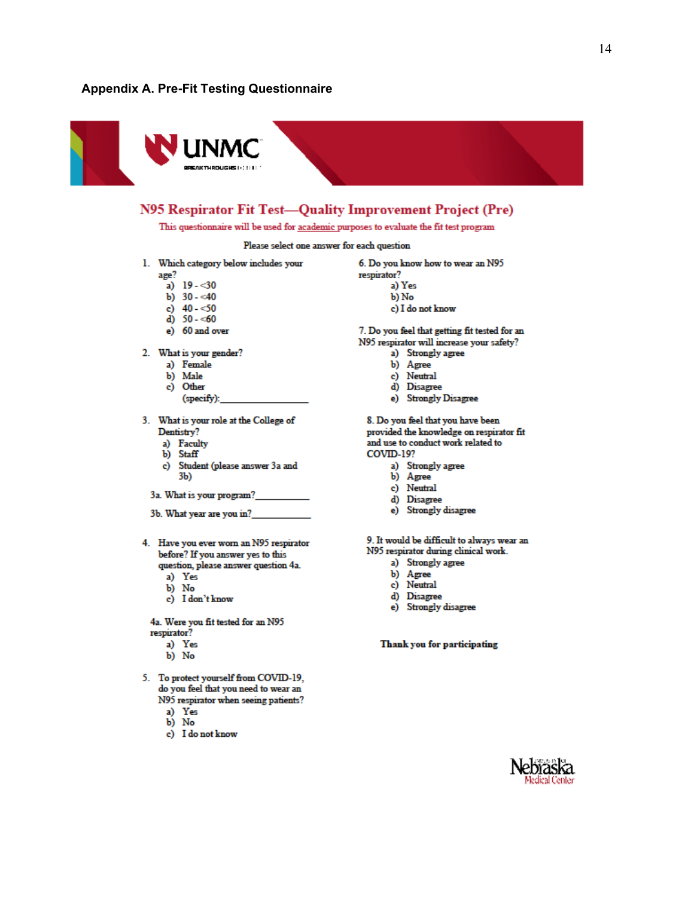## Appendix A. Pre-Fit Testing Questionnaire

UNMC

# N95 Respirator Fit Test—Quality Improvement Project (Pre)

This questionnaire will be used for academic purposes to evaluate the fit test program

Please select one answer for each question

1. Which category below includes your age?
   a) 19 - <30
   b) 30 - <40
   c) 40 - <50
   d) 50 - <60
   e) 60 and over

2. What is your gender?
   a) Female
   b) Male
   c) Other (specify):_________________

3. What is your role at the College of Dentistry?
   a) Faculty
   b) Staff
   c) Student (please answer 3a and 3b)

   3a. What is your program?___________

   3b. What year are you in?____________

4. Have you ever worn an N95 respirator before? If you answer yes to this question, please answer question 4a.
   a) Yes
   b) No
   c) I don't know

   4a. Were you fit tested for an N95 respirator?
   a) Yes
   b) No

5. To protect yourself from COVID-19, do you feel that you need to wear an N95 respirator when seeing patients?
   a) Yes
   b) No
   c) I do not know

6. Do you know how to wear an N95 respirator?
   a) Yes
   b) No
   c) I do not know

7. Do you feel that getting fit tested for an N95 respirator will increase your safety?
   a) Strongly agree
   b) Agree
   c) Neutral
   d) Disagree
   e) Strongly Disagree

8. Do you feel that you have been provided the knowledge on respirator fit and use to conduct work related to COVID-19?
   a) Strongly agree
   b) Agree
   c) Neutral
   d) Disagree
   e) Strongly disagree

9. It would be difficult to always wear an N95 respirator during clinical work.
   a) Strongly agree
   b) Agree
   c) Neutral
   d) Disagree
   e) Strongly disagree

**Thank you for participating**

Nebraska Medical Center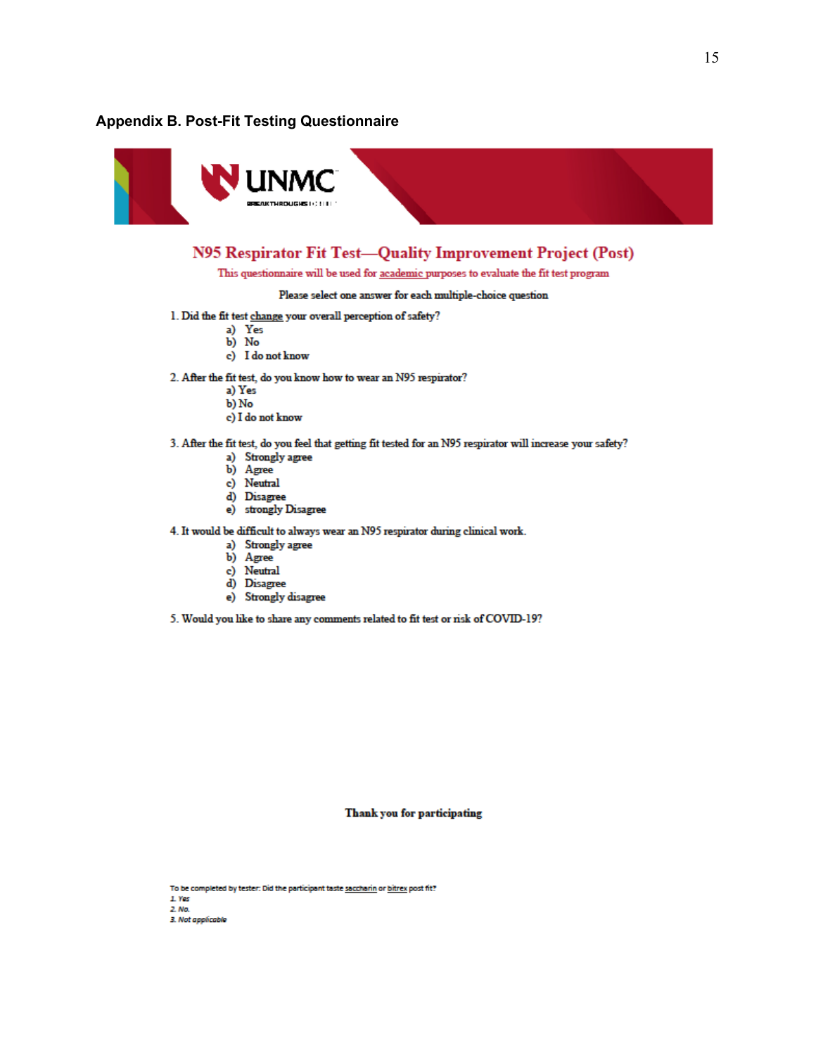## Appendix B. Post-Fit Testing Questionnaire

UNMC

BREAKTHROUGHS

# N95 Respirator Fit Test—Quality Improvement Project (Post)

This questionnaire will be used for academic purposes to evaluate the fit test program

Please select one answer for each multiple-choice question

1. Did the fit test change your overall perception of safety?
   - a) Yes
   - b) No
   - c) I do not know

2. After the fit test, do you know how to wear an N95 respirator?
   - a) Yes
   - b) No
   - c) I do not know

3. After the fit test, do you feel that getting fit tested for an N95 respirator will increase your safety?
   - a) Strongly agree
   - b) Agree
   - c) Neutral
   - d) Disagree
   - e) strongly Disagree

4. It would be difficult to always wear an N95 respirator during clinical work.
   - a) Strongly agree
   - b) Agree
   - c) Neutral
   - d) Disagree
   - e) Strongly disagree

5. Would you like to share any comments related to fit test or risk of COVID-19?

**Thank you for participating**

To be completed by tester: Did the participant taste saccharin or bitrex post fit?

*1. Yes*
*2. No.*
*3. Not applicable*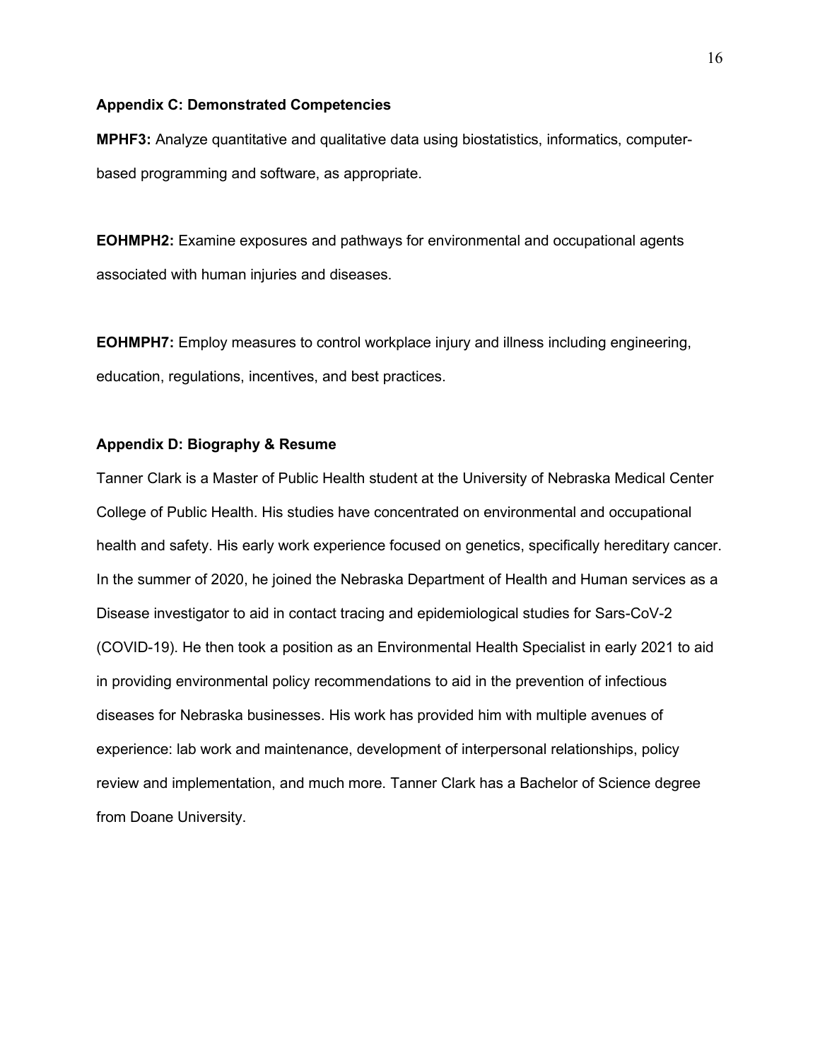## Appendix C: Demonstrated Competencies

**MPHF3:** Analyze quantitative and qualitative data using biostatistics, informatics, computer-based programming and software, as appropriate.

**EOHMPH2:** Examine exposures and pathways for environmental and occupational agents associated with human injuries and diseases.

**EOHMPH7:** Employ measures to control workplace injury and illness including engineering, education, regulations, incentives, and best practices.

## Appendix D: Biography & Resume

Tanner Clark is a Master of Public Health student at the University of Nebraska Medical Center College of Public Health. His studies have concentrated on environmental and occupational health and safety. His early work experience focused on genetics, specifically hereditary cancer. In the summer of 2020, he joined the Nebraska Department of Health and Human services as a Disease investigator to aid in contact tracing and epidemiological studies for Sars-CoV-2 (COVID-19). He then took a position as an Environmental Health Specialist in early 2021 to aid in providing environmental policy recommendations to aid in the prevention of infectious diseases for Nebraska businesses. His work has provided him with multiple avenues of experience: lab work and maintenance, development of interpersonal relationships, policy review and implementation, and much more. Tanner Clark has a Bachelor of Science degree from Doane University.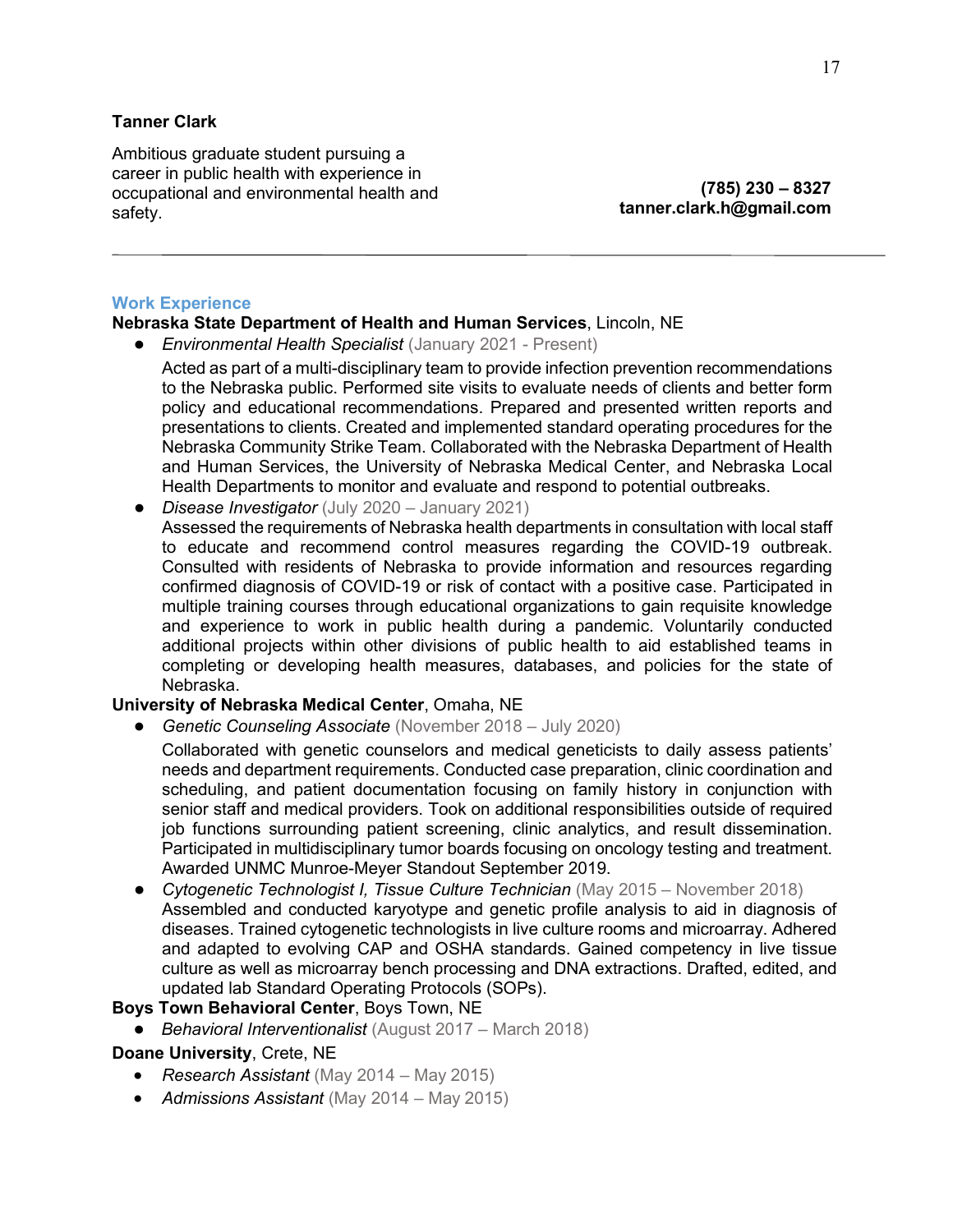**Tanner Clark**

Ambitious graduate student pursuing a career in public health with experience in occupational and environmental health and safety.

**(785) 230 – 8327**
**tanner.clark.h@gmail.com**

---

## Work Experience

**Nebraska State Department of Health and Human Services**, Lincoln, NE

- *Environmental Health Specialist* (January 2021 - Present)
  Acted as part of a multi-disciplinary team to provide infection prevention recommendations to the Nebraska public. Performed site visits to evaluate needs of clients and better form policy and educational recommendations. Prepared and presented written reports and presentations to clients. Created and implemented standard operating procedures for the Nebraska Community Strike Team. Collaborated with the Nebraska Department of Health and Human Services, the University of Nebraska Medical Center, and Nebraska Local Health Departments to monitor and evaluate and respond to potential outbreaks.
- *Disease Investigator* (July 2020 – January 2021)
  Assessed the requirements of Nebraska health departments in consultation with local staff to educate and recommend control measures regarding the COVID-19 outbreak. Consulted with residents of Nebraska to provide information and resources regarding confirmed diagnosis of COVID-19 or risk of contact with a positive case. Participated in multiple training courses through educational organizations to gain requisite knowledge and experience to work in public health during a pandemic. Voluntarily conducted additional projects within other divisions of public health to aid established teams in completing or developing health measures, databases, and policies for the state of Nebraska.

**University of Nebraska Medical Center**, Omaha, NE

- *Genetic Counseling Associate* (November 2018 – July 2020)
  Collaborated with genetic counselors and medical geneticists to daily assess patients' needs and department requirements. Conducted case preparation, clinic coordination and scheduling, and patient documentation focusing on family history in conjunction with senior staff and medical providers. Took on additional responsibilities outside of required job functions surrounding patient screening, clinic analytics, and result dissemination. Participated in multidisciplinary tumor boards focusing on oncology testing and treatment. Awarded UNMC Munroe-Meyer Standout September 2019.
- *Cytogenetic Technologist I, Tissue Culture Technician* (May 2015 – November 2018)
  Assembled and conducted karyotype and genetic profile analysis to aid in diagnosis of diseases. Trained cytogenetic technologists in live culture rooms and microarray. Adhered and adapted to evolving CAP and OSHA standards. Gained competency in live tissue culture as well as microarray bench processing and DNA extractions. Drafted, edited, and updated lab Standard Operating Protocols (SOPs).

**Boys Town Behavioral Center**, Boys Town, NE

- *Behavioral Interventionalist* (August 2017 – March 2018)

**Doane University**, Crete, NE

- *Research Assistant* (May 2014 – May 2015)
- *Admissions Assistant* (May 2014 – May 2015)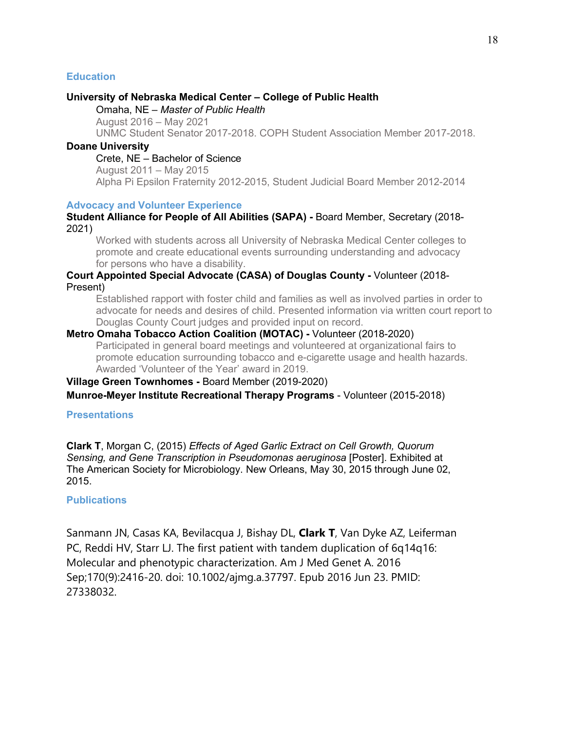## Education

**University of Nebraska Medical Center – College of Public Health**

Omaha, NE – *Master of Public Health*
August 2016 – May 2021
UNMC Student Senator 2017-2018. COPH Student Association Member 2017-2018.

**Doane University**

Crete, NE – Bachelor of Science
August 2011 – May 2015
Alpha Pi Epsilon Fraternity 2012-2015, Student Judicial Board Member 2012-2014

## Advocacy and Volunteer Experience

**Student Alliance for People of All Abilities (SAPA) -** Board Member, Secretary (2018-2021)

Worked with students across all University of Nebraska Medical Center colleges to promote and create educational events surrounding understanding and advocacy for persons who have a disability.

**Court Appointed Special Advocate (CASA) of Douglas County -** Volunteer (2018-Present)

Established rapport with foster child and families as well as involved parties in order to advocate for needs and desires of child. Presented information via written court report to Douglas County Court judges and provided input on record.

**Metro Omaha Tobacco Action Coalition (MOTAC) -** Volunteer (2018-2020)

Participated in general board meetings and volunteered at organizational fairs to promote education surrounding tobacco and e-cigarette usage and health hazards. Awarded 'Volunteer of the Year' award in 2019.

**Village Green Townhomes -** Board Member (2019-2020)

**Munroe-Meyer Institute Recreational Therapy Programs** - Volunteer (2015-2018)

## Presentations

**Clark T**, Morgan C, (2015) *Effects of Aged Garlic Extract on Cell Growth, Quorum Sensing, and Gene Transcription in Pseudomonas aeruginosa* [Poster]. Exhibited at The American Society for Microbiology. New Orleans, May 30, 2015 through June 02, 2015.

## Publications

Sanmann JN, Casas KA, Bevilacqua J, Bishay DL, **Clark T**, Van Dyke AZ, Leiferman PC, Reddi HV, Starr LJ. The first patient with tandem duplication of 6q14q16: Molecular and phenotypic characterization. Am J Med Genet A. 2016 Sep;170(9):2416-20. doi: 10.1002/ajmg.a.37797. Epub 2016 Jun 23. PMID: 27338032.